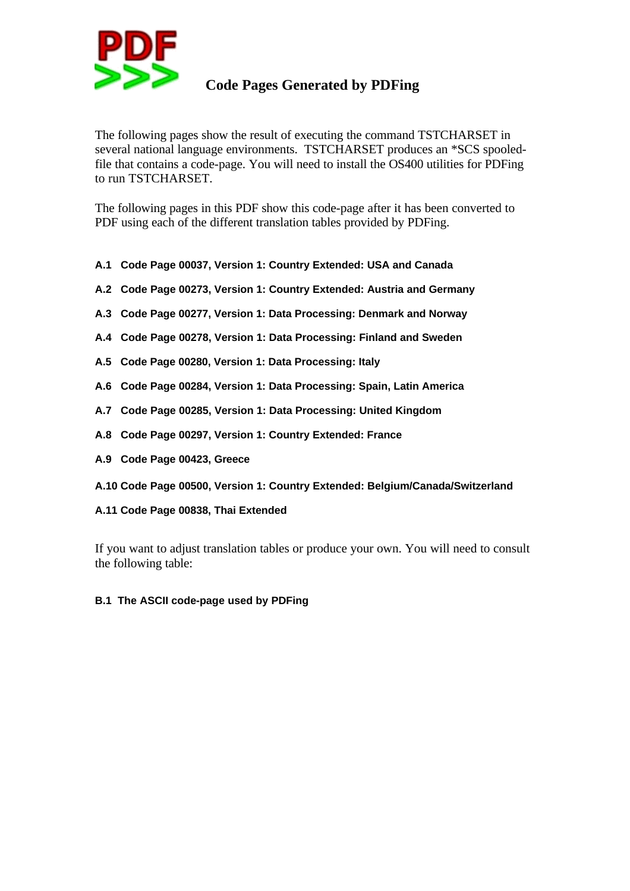# Code Pages Generated by PDFing

The following pages show the result of executing the command TSTCHARSET in several national language environments. TSTCHARSET produces an *SCS spooled-file that contains a code-page. You will need to install the OS400 utilities for PDFing to run TSTCHARSET.

The following pages in this PDF show this code-page after it has been converted to PDF using each of the different translation tables provided by PDFing.

**A.1 Code Page 00037, Version 1: Country Extended: USA and Canada**

**A.2 Code Page 00273, Version 1: Country Extended: Austria and Germany**

**A.3 Code Page 00277, Version 1: Data Processing: Denmark and Norway**

**A.4 Code Page 00278, Version 1: Data Processing: Finland and Sweden**

**A.5 Code Page 00280, Version 1: Data Processing: Italy**

**A.6 Code Page 00284, Version 1: Data Processing: Spain, Latin America**

**A.7 Code Page 00285, Version 1: Data Processing: United Kingdom**

**A.8 Code Page 00297, Version 1: Country Extended: France**

**A.9 Code Page 00423, Greece**

**A.10 Code Page 00500, Version 1: Country Extended: Belgium/Canada/Switzerland**

**A.11 Code Page 00838, Thai Extended**

If you want to adjust translation tables or produce your own. You will need to consult the following table:

**B.1 The ASCII code-page used by PDFing**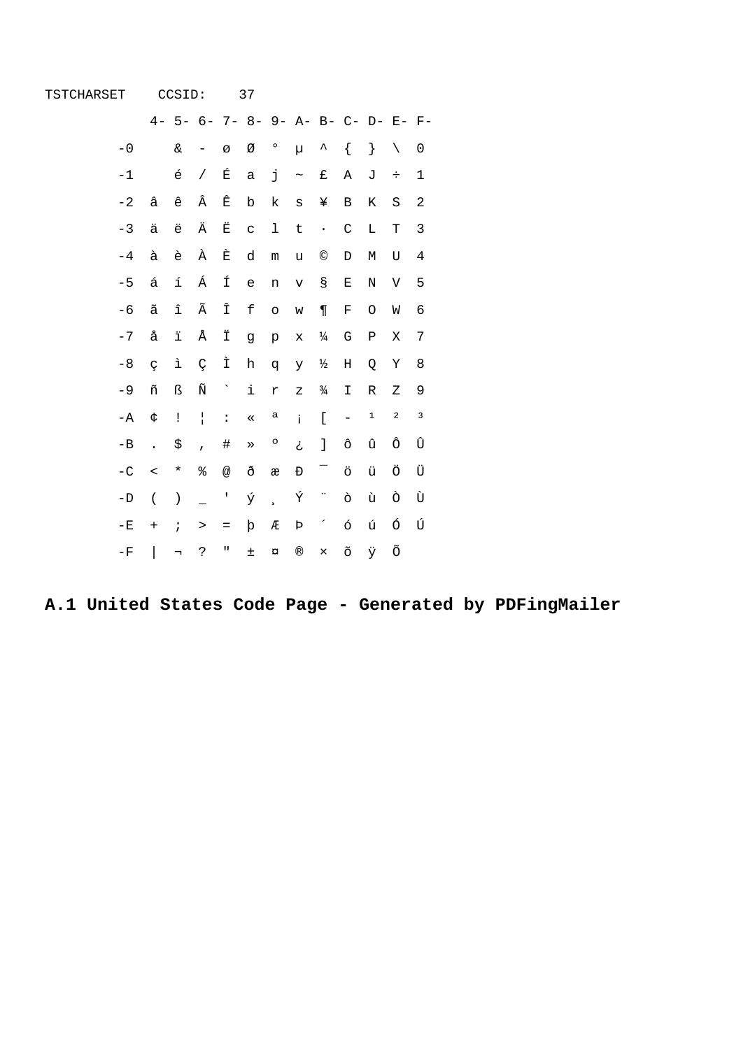TSTCHARSET    CCSID:    37

|  | 4- | 5- | 6- | 7- | 8- | 9- | A- | B- | C- | D- | E- | F- |
|---|---|---|---|---|---|---|---|---|---|---|---|---|
| -0 |  | & | - | ø | Ø | ° | µ | ^ | { | } | \ | 0 |
| -1 |  | é | / | É | a | j | ~ | £ | A | J | ÷ | 1 |
| -2 | â | ê | Â | Ê | b | k | s | ¥ | B | K | S | 2 |
| -3 | ä | ë | Ä | Ë | c | l | t | · | C | L | T | 3 |
| -4 | à | è | À | È | d | m | u | © | D | M | U | 4 |
| -5 | á | í | Á | Í | e | n | v | § | E | N | V | 5 |
| -6 | ã | î | Ã | Î | f | o | w | ¶ | F | O | W | 6 |
| -7 | å | ï | Å | Ï | g | p | x | ¼ | G | P | X | 7 |
| -8 | ç | ì | Ç | Ì | h | q | y | ½ | H | Q | Y | 8 |
| -9 | ñ | ß | Ñ | ` | i | r | z | ¾ | I | R | Z | 9 |
| -A | ¢ | ! | ¦ | : | « | ª | ¡ | [ | - | ¹ | ² | ³ |
| -B | . | $ | , | # | » | º | ¿ | ] | ô | û | Ô | Û |
| -C | < | * | % | @ | ð | æ | Ð | ¯ | ö | ü | Ö | Ü |
| -D | ( | ) | _ | ' | ý | ¸ | Ý | ¨ | ò | ù | Ò | Ù |
| -E | + | ; | > | = | þ | Æ | Þ | ´ | ó | ú | Ó | Ú |
| -F | \| | ¬ | ? | " | ± | ¤ | ® | × | õ | ÿ | Õ |  |

**A.1 United States Code Page - Generated by PDFingMailer**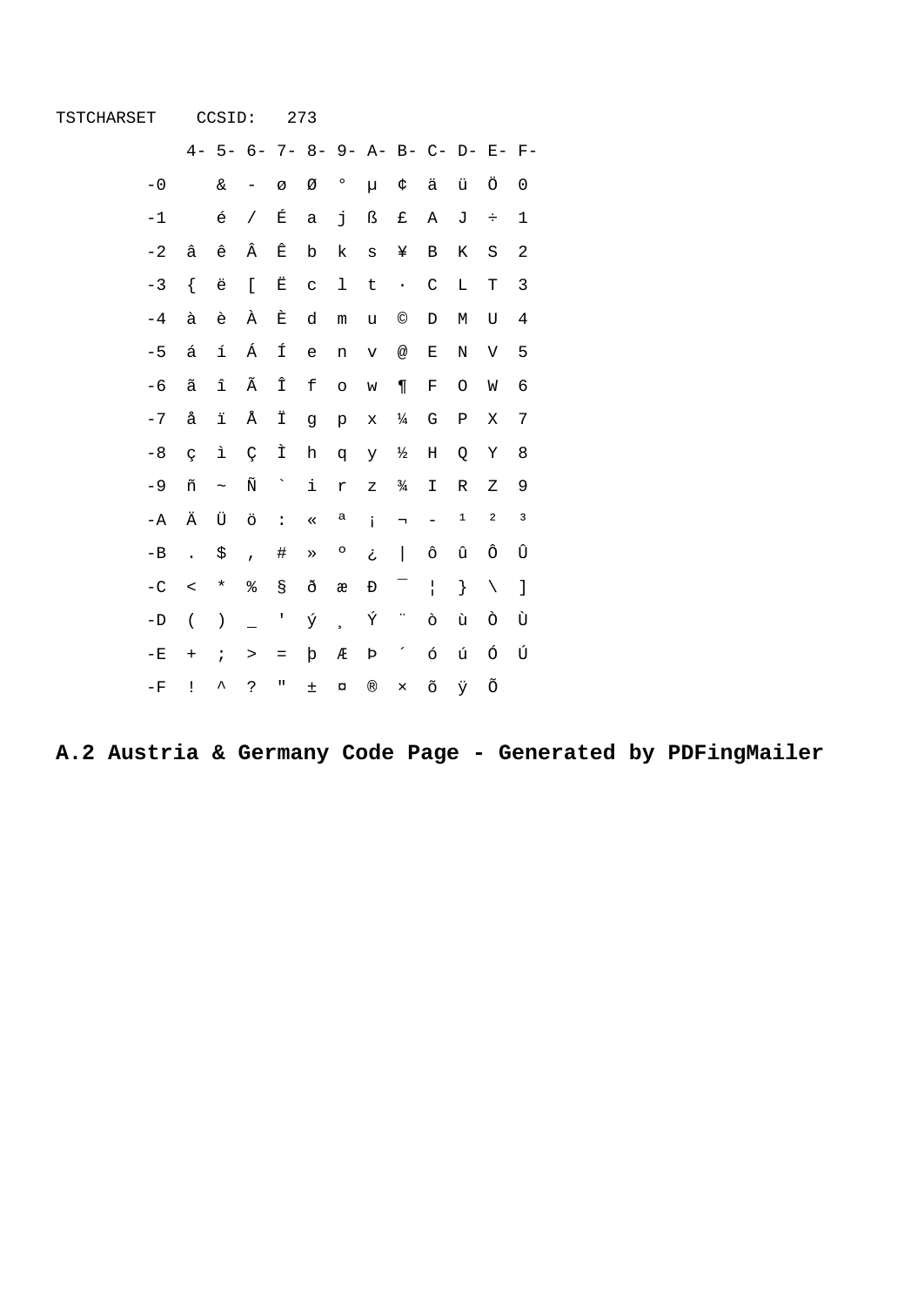TSTCHARSET    CCSID:   273

|  | 4- | 5- | 6- | 7- | 8- | 9- | A- | B- | C- | D- | E- | F- |
|---|---|---|---|---|---|---|---|---|---|---|---|---|
| -0 |  | & | - | ø | Ø | ° | µ | ¢ | ä | ü | Ö | 0 |
| -1 |  | é | / | É | a | j | ß | £ | A | J | ÷ | 1 |
| -2 | â | ê | Â | Ê | b | k | s | ¥ | B | K | S | 2 |
| -3 | { | ë | [ | Ë | c | l | t | · | C | L | T | 3 |
| -4 | à | è | À | È | d | m | u | © | D | M | U | 4 |
| -5 | á | í | Á | Í | e | n | v | @ | E | N | V | 5 |
| -6 | ã | î | Ã | Î | f | o | w | ¶ | F | O | W | 6 |
| -7 | å | ï | Å | Ï | g | p | x | ¼ | G | P | X | 7 |
| -8 | ç | ì | Ç | Ì | h | q | y | ½ | H | Q | Y | 8 |
| -9 | ñ | ~ | Ñ | ` | i | r | z | ¾ | I | R | Z | 9 |
| -A | Ä | Ü | ö | : | « | ª | ¡ | ¬ | - | ¹ | ² | ³ |
| -B | . | $ | , | # | » | º | ¿ | \| | ô | û | Ô | Û |
| -C | < | * | % | § | ð | æ | Đ | ¯ | ¦ | } | \ | ] |
| -D | ( | ) | _ | ' | ý | ¸ | Ý | ¨ | ò | ù | Ò | Ù |
| -E | + | ; | > | = | þ | Æ | Þ | ´ | ó | ú | Ó | Ú |
| -F | ! | ^ | ? | " | ± | ¤ | ® | × | õ | ÿ | Õ |  |

**A.2 Austria & Germany Code Page - Generated by PDFingMailer**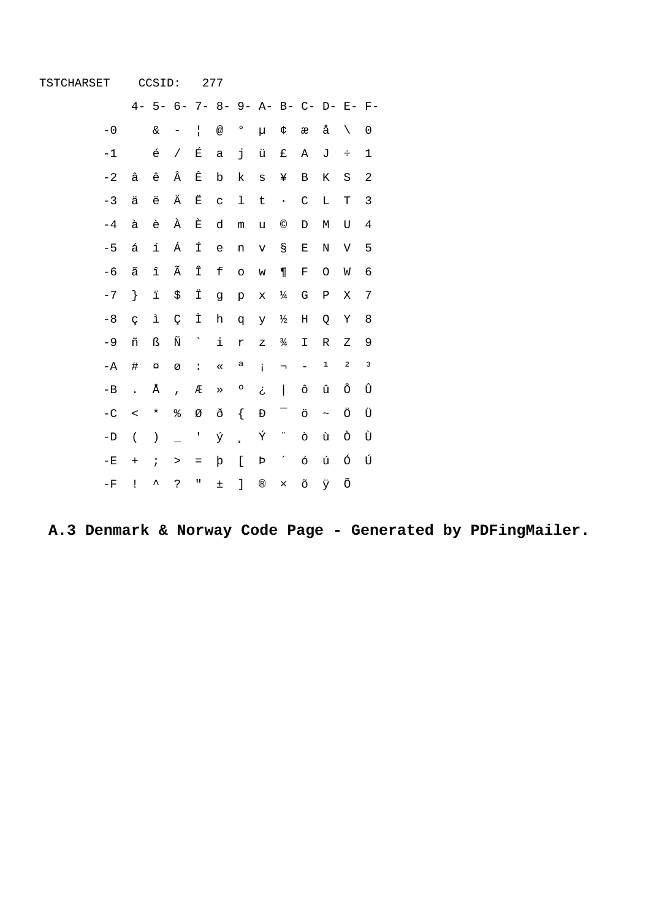TSTCHARSET CCSID: 277

| | 4- | 5- | 6- | 7- | 8- | 9- | A- | B- | C- | D- | E- | F- |
|---|---|---|---|---|---|---|---|---|---|---|---|---|
| -0 | | & | - | ¦ | @ | ° | µ | ¢ | æ | å | \ | 0 |
| -1 | | é | / | É | a | j | ü | £ | A | J | ÷ | 1 |
| -2 | â | ê | Â | Ê | b | k | s | ¥ | B | K | S | 2 |
| -3 | ä | ë | Ä | Ë | c | l | t | · | C | L | T | 3 |
| -4 | à | è | À | È | d | m | u | © | D | M | U | 4 |
| -5 | á | í | Á | Í | e | n | v | § | E | N | V | 5 |
| -6 | ã | î | Ã | Î | f | o | w | ¶ | F | O | W | 6 |
| -7 | } | ï | $ | Ï | g | p | x | ¼ | G | P | X | 7 |
| -8 | ç | ì | Ç | Ì | h | q | y | ½ | H | Q | Y | 8 |
| -9 | ñ | ß | Ñ | ` | i | r | z | ¾ | I | R | Z | 9 |
| -A | # | ¤ | ø | : | « | ª | ¡ | ¬ | - | ¹ | ² | ³ |
| -B | . | Å | , | Æ | » | º | ¿ | \| | ô | û | Ô | Û |
| -C | < | * | % | Ø | ð | { | Ð | ¯ | ö | ~ | Ö | Ü |
| -D | ( | ) | _ | ' | ý | ¸ | Ý | ¨ | ò | ù | Ò | Ù |
| -E | + | ; | > | = | þ | [ | Þ | ´ | ó | ú | Ó | Ú |
| -F | ! | ^ | ? | " | ± | ] | ® | × | õ | ÿ | Õ | |

**A.3 Denmark & Norway Code Page - Generated by PDFingMailer.**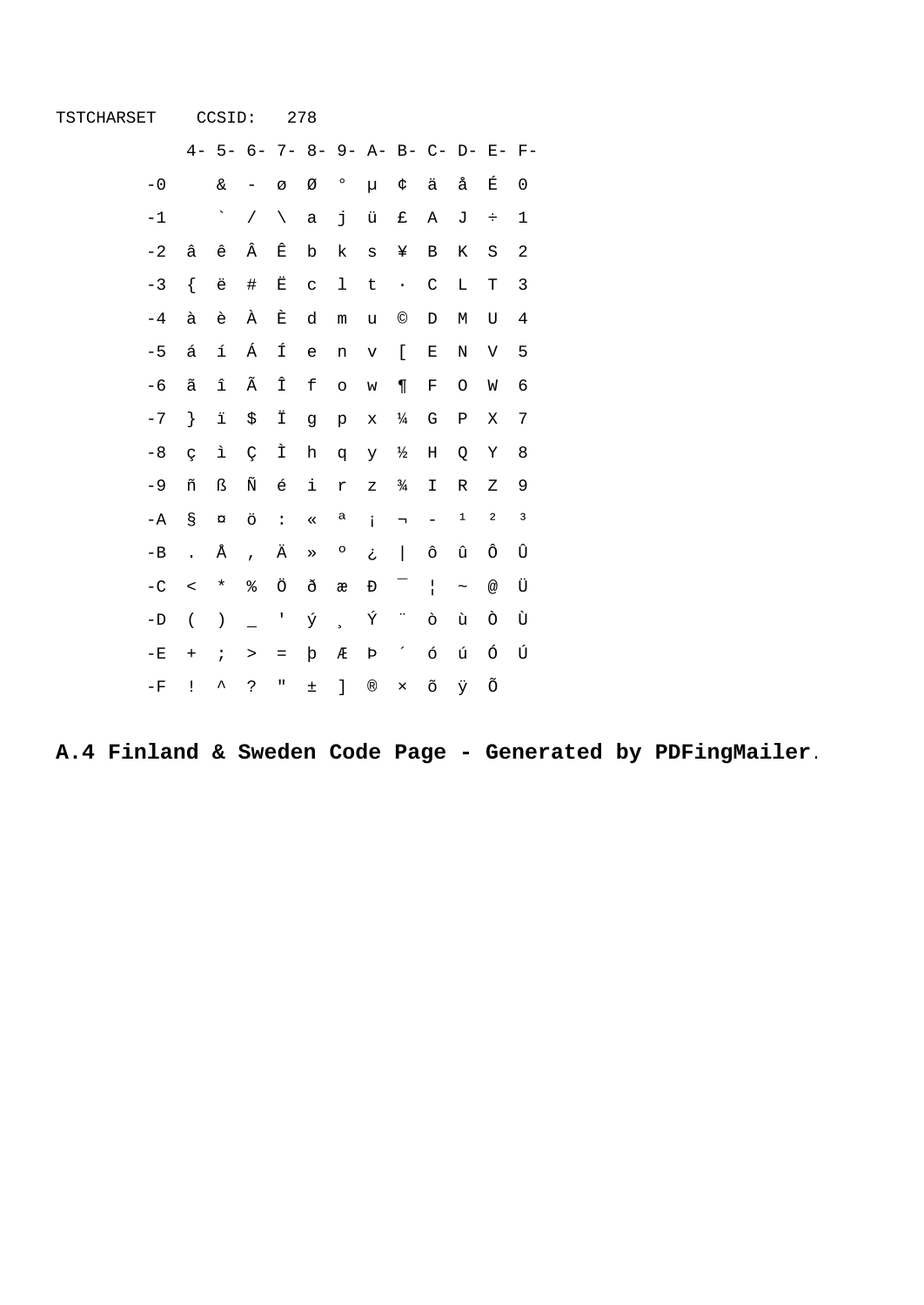TSTCHARSET CCSID: 278

|  | 4- | 5- | 6- | 7- | 8- | 9- | A- | B- | C- | D- | E- | F- |
|---|---|---|---|---|---|---|---|---|---|---|---|---|
| -0 |  | & | - | ø | Ø | ° | µ | ¢ | ä | å | É | 0 |
| -1 |  | ` | / | \ | a | j | ü | £ | A | J | ÷ | 1 |
| -2 | â | ê | Â | Ê | b | k | s | ¥ | B | K | S | 2 |
| -3 | { | ë | # | Ë | c | l | t | · | C | L | T | 3 |
| -4 | à | è | À | È | d | m | u | © | D | M | U | 4 |
| -5 | á | í | Á | Í | e | n | v | [ | E | N | V | 5 |
| -6 | ã | î | Ã | Î | f | o | w | ¶ | F | O | W | 6 |
| -7 | } | ï | $ | Ï | g | p | x | ¼ | G | P | X | 7 |
| -8 | ç | ì | Ç | Ì | h | q | y | ½ | H | Q | Y | 8 |
| -9 | ñ | ß | Ñ | é | i | r | z | ¾ | I | R | Z | 9 |
| -A | § | ¤ | ö | : | « | ª | ¡ | ¬ | - | ¹ | ² | ³ |
| -B | . | Å | , | Ä | » | º | ¿ | \| | ô | û | Ô | Û |
| -C | < | * | % | Ö | ð | æ | Đ | ¯ | ¦ | ~ | @ | Ü |
| -D | ( | ) | _ | ' | ý | ¸ | Ý | ¨ | ò | ù | Ò | Ù |
| -E | + | ; | > | = | þ | Æ | Þ | ´ | ó | ú | Ó | Ú |
| -F | ! | ^ | ? | " | ± | ] | ® | × | õ | ÿ | Õ |  |

**A.4 Finland & Sweden Code Page - Generated by PDFingMailer**.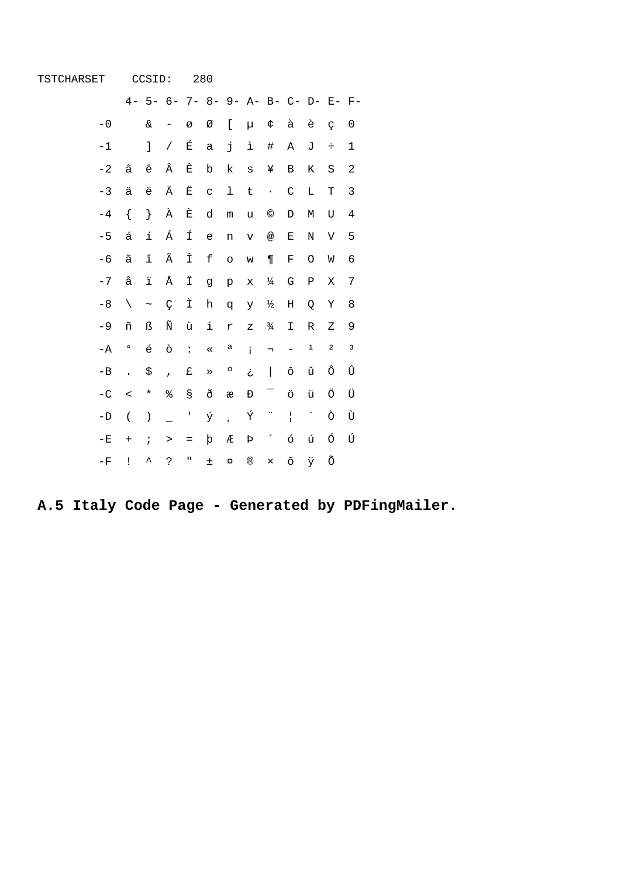TSTCHARSET    CCSID:   280

|  | 4- | 5- | 6- | 7- | 8- | 9- | A- | B- | C- | D- | E- | F- |
|---|---|---|---|---|---|---|---|---|---|---|---|---|
| -0 |  | & | - | ø | Ø | [ | µ | ¢ | à | è | ç | 0 |
| -1 |  | ] | / | É | a | j | ì | # | A | J | ÷ | 1 |
| -2 | â | ê | Â | Ê | b | k | s | ¥ | B | K | S | 2 |
| -3 | ä | ë | Ä | Ë | c | l | t | · | C | L | T | 3 |
| -4 | { | } | À | È | d | m | u | © | D | M | U | 4 |
| -5 | á | í | Á | Í | e | n | v | @ | E | N | V | 5 |
| -6 | ã | î | Ã | Î | f | o | w | ¶ | F | O | W | 6 |
| -7 | å | ï | Å | Ï | g | p | x | ¼ | G | P | X | 7 |
| -8 | \ | ~ | Ç | Ì | h | q | y | ½ | H | Q | Y | 8 |
| -9 | ñ | ß | Ñ | ù | i | r | z | ¾ | I | R | Z | 9 |
| -A | ° | é | ò | : | « | ª | ¡ | ¬ | - | ¹ | ² | ³ |
| -B | . | $ | , | £ | » | º | ¿ | \| | ô | û | Ô | Û |
| -C | < | * | % | § | ð | æ | Ð | ¯ | ö | ü | Ö | Ü |
| -D | ( | ) | _ | ' | ý | ¸ | Ý | ¨ | ¦ | ` | Ò | Ù |
| -E | + | ; | > | = | þ | Æ | Þ | ´ | ó | ú | Ó | Ú |
| -F | ! | ^ | ? | " | ± | ¤ | ® | × | õ | ÿ | Õ |  |

**A.5 Italy Code Page - Generated by PDFingMailer.**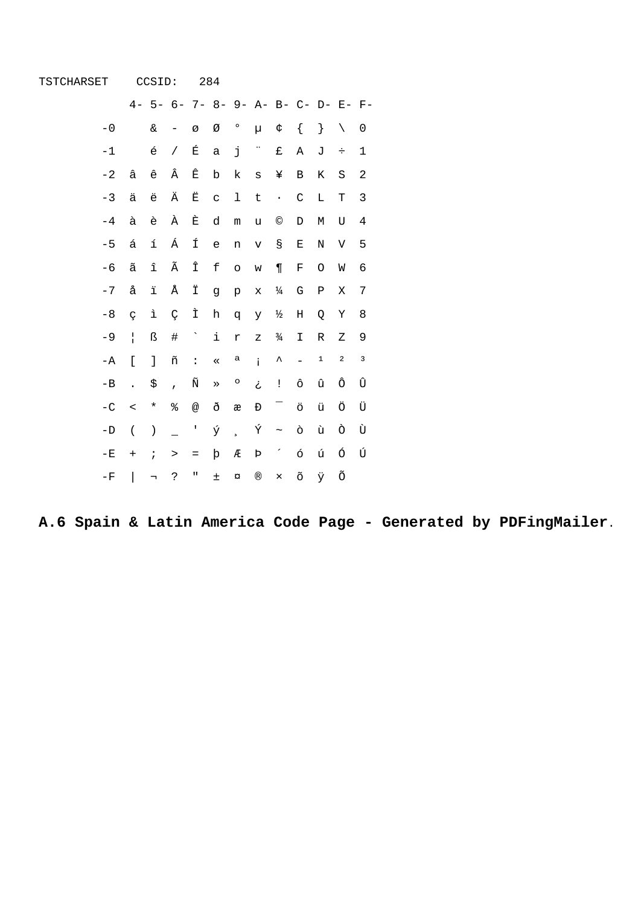TSTCHARSET CCSID: 284

| | 4- | 5- | 6- | 7- | 8- | 9- | A- | B- | C- | D- | E- | F- |
|---|---|---|---|---|---|---|---|---|---|---|---|---|
| -0 | | & | - | ø | Ø | ° | µ | ¢ | { | } | \ | 0 |
| -1 | | é | / | É | a | j | ¨ | £ | A | J | ÷ | 1 |
| -2 | â | ê | Â | Ê | b | k | s | ¥ | B | K | S | 2 |
| -3 | ä | ë | Ä | Ë | c | l | t | · | C | L | T | 3 |
| -4 | à | è | À | È | d | m | u | © | D | M | U | 4 |
| -5 | á | í | Á | Í | e | n | v | § | E | N | V | 5 |
| -6 | ã | î | Ã | Î | f | o | w | ¶ | F | O | W | 6 |
| -7 | å | ï | Å | Ï | g | p | x | ¼ | G | P | X | 7 |
| -8 | ç | ì | Ç | Ì | h | q | y | ½ | H | Q | Y | 8 |
| -9 | ¦ | ß | # | ` | i | r | z | ¾ | I | R | Z | 9 |
| -A | [ | ] | ñ | : | « | ª | ¡ | ^ | - | ¹ | ² | ³ |
| -B | . | $ | , | Ñ | » | º | ¿ | ! | ô | û | Ô | Û |
| -C | < | * | % | @ | ð | æ | Ð | ¯ | ö | ü | Ö | Ü |
| -D | ( | ) | _ | ' | ý | ¸ | Ý | ~ | ò | ù | Ò | Ù |
| -E | + | ; | > | = | þ | Æ | Þ | ´ | ó | ú | Ó | Ú |
| -F | \| | ¬ | ? | " | ± | ¤ | ® | × | õ | ÿ | Õ | |

**A.6 Spain & Latin America Code Page - Generated by PDFingMailer**.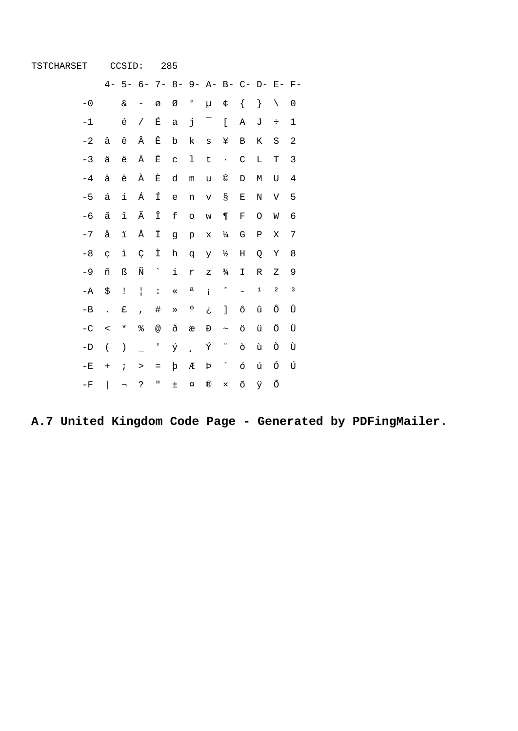TSTCHARSET CCSID: 285

| | 4- | 5- | 6- | 7- | 8- | 9- | A- | B- | C- | D- | E- | F- |
|---|---|---|---|---|---|---|---|---|---|---|---|---|
| -0 | | & | - | ø | Ø | ° | µ | ¢ | { | } | \ | 0 |
| -1 | | é | / | É | a | j | ¯ | [ | A | J | ÷ | 1 |
| -2 | â | ê | Â | Ê | b | k | s | ¥ | B | K | S | 2 |
| -3 | ä | ë | Ä | Ë | c | l | t | · | C | L | T | 3 |
| -4 | à | è | À | È | d | m | u | © | D | M | U | 4 |
| -5 | á | í | Á | Í | e | n | v | § | E | N | V | 5 |
| -6 | ã | î | Ã | Î | f | o | w | ¶ | F | O | W | 6 |
| -7 | å | ï | Å | Ï | g | p | x | ¼ | G | P | X | 7 |
| -8 | ç | ì | Ç | Ì | h | q | y | ½ | H | Q | Y | 8 |
| -9 | ñ | ß | Ñ | ` | i | r | z | ¾ | I | R | Z | 9 |
| -A | $ | ! | ¦ | : | « | ª | ¡ | ˆ | - | ¹ | ² | ³ |
| -B | . | £ | , | # | » | º | ¿ | ] | ô | û | Ô | Û |
| -C | < | * | % | @ | ð | æ | Ð | ~ | ö | ü | Ö | Ü |
| -D | ( | ) | _ | ' | ý | ¸ | Ý | ¨ | ò | ù | Ò | Ù |
| -E | + | ; | > | = | þ | Æ | Þ | ´ | ó | ú | Ó | Ú |
| -F | \| | ¬ | ? | " | ± | ¤ | ® | × | õ | ÿ | Õ | |

**A.7 United Kingdom Code Page - Generated by PDFingMailer.**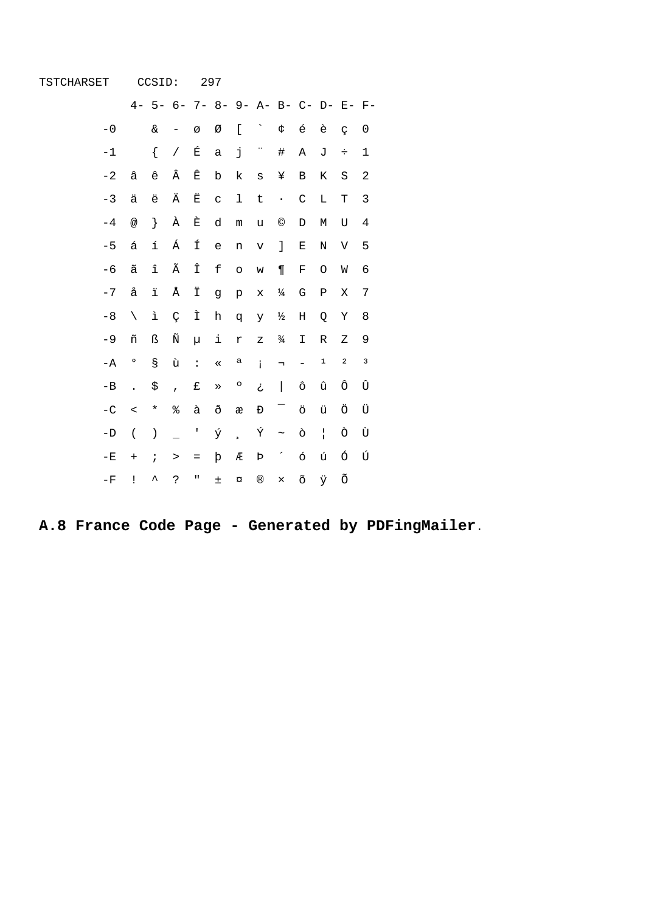TSTCHARSET CCSID: 297

|  | 4- | 5- | 6- | 7- | 8- | 9- | A- | B- | C- | D- | E- | F- |
|---|---|---|---|---|---|---|---|---|---|---|---|---|
| -0 |  | & | - | ø | Ø | [ | ` | ¢ | é | è | ç | 0 |
| -1 |  | { | / | É | a | j | ¨ | # | A | J | ÷ | 1 |
| -2 | â | ê | Â | Ê | b | k | s | ¥ | B | K | S | 2 |
| -3 | ä | ë | Ä | Ë | c | l | t | · | C | L | T | 3 |
| -4 | @ | } | À | È | d | m | u | © | D | M | U | 4 |
| -5 | á | í | Á | Í | e | n | v | ] | E | N | V | 5 |
| -6 | ã | î | Ã | Î | f | o | w | ¶ | F | O | W | 6 |
| -7 | å | ï | Å | Ï | g | p | x | ¼ | G | P | X | 7 |
| -8 | \ | ì | Ç | Ì | h | q | y | ½ | H | Q | Y | 8 |
| -9 | ñ | ß | Ñ | µ | i | r | z | ¾ | I | R | Z | 9 |
| -A | ° | § | ù | : | « | ª | ¡ | ¬ | - | ¹ | ² | ³ |
| -B | . | $ | , | £ | » | º | ¿ | \| | ô | û | Ô | Û |
| -C | < | * | % | à | ð | æ | Ð | ¯ | ö | ü | Ö | Ü |
| -D | ( | ) | _ | ' | ý | ¸ | Ý | ~ | ò | ¦ | Ò | Ù |
| -E | + | ; | > | = | þ | Æ | Þ | ´ | ó | ú | Ó | Ú |
| -F | ! | ^ | ? | " | ± | ¤ | ® | × | õ | ÿ | Õ |  |

**A.8 France Code Page - Generated by PDFingMailer**.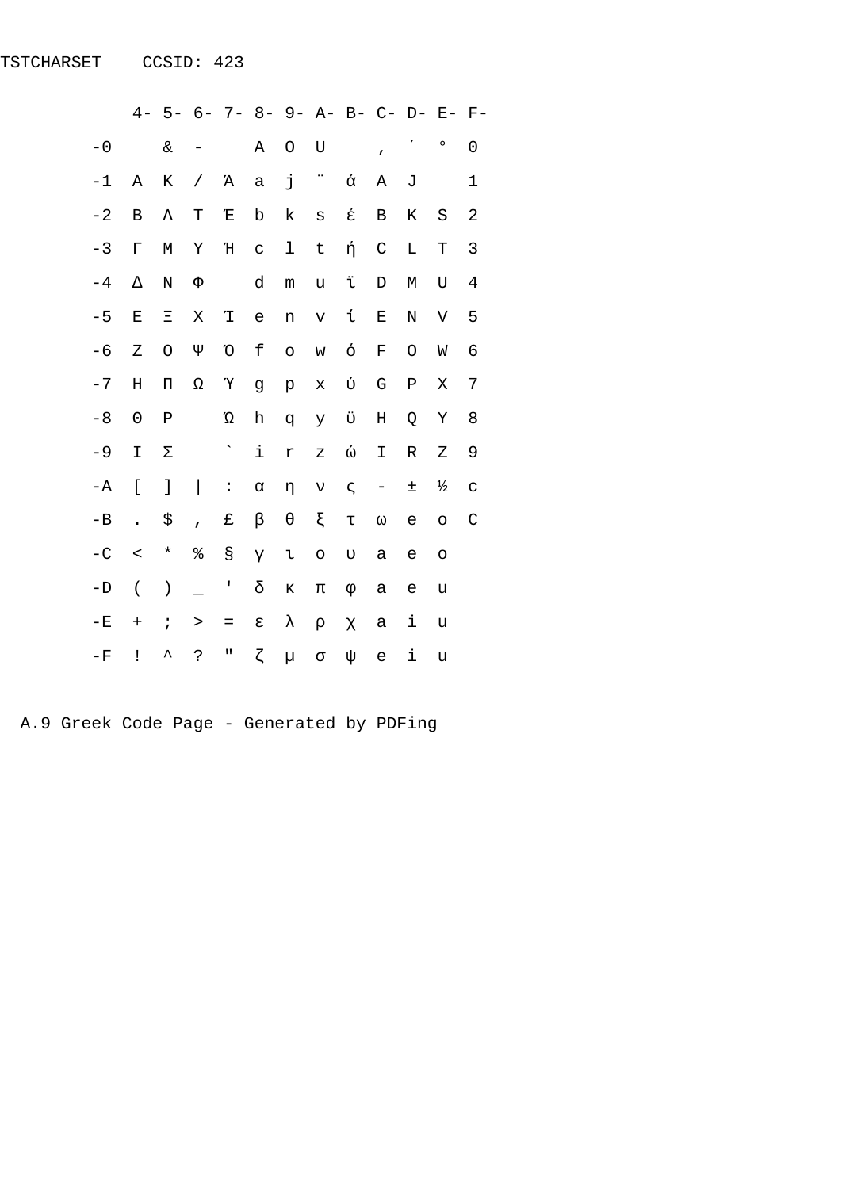TSTCHARSET    CCSID: 423

|  | 4- | 5- | 6- | 7- | 8- | 9- | A- | B- | C- | D- | E- | F- |
|---|---|---|---|---|---|---|---|---|---|---|---|---|
| -0 |  | & | - |  | A | O | U |  | , | ΄ | ° | 0 |
| -1 | Α | Κ | / | Ά | a | j | ¨ | ά | A | J |  | 1 |
| -2 | Β | Λ | Τ | Έ | b | k | s | έ | B | K | S | 2 |
| -3 | Γ | Μ | Υ | Ή | c | l | t | ή | C | L | T | 3 |
| -4 | Δ | Ν | Φ |  | d | m | u | ϊ | D | M | U | 4 |
| -5 | Ε | Ξ | Χ | Ί | e | n | v | ί | E | N | V | 5 |
| -6 | Ζ | Ο | Ψ | Ό | f | o | w | ό | F | O | W | 6 |
| -7 | Η | Π | Ω | Ύ | g | p | x | ύ | G | P | X | 7 |
| -8 | Θ | Ρ |  | Ώ | h | q | y | ϋ | H | Q | Y | 8 |
| -9 | Ι | Σ |  | ` | i | r | z | ώ | I | R | Z | 9 |
| -A | [ | ] | \| | : | α | η | ν | ς | - | ± | ½ | c |
| -B | . | $ | , | £ | β | θ | ξ | τ | ω | e | o | C |
| -C | < | * | % | § | γ | ι | ο | υ | a | e | o |  |
| -D | ( | ) | _ | ' | δ | κ | π | φ | a | e | u |  |
| -E | + | ; | > | = | ε | λ | ρ | χ | a | i | u |  |
| -F | ! | ^ | ? | " | ζ | μ | σ | ψ | e | i | u |  |

A.9 Greek Code Page - Generated by PDFing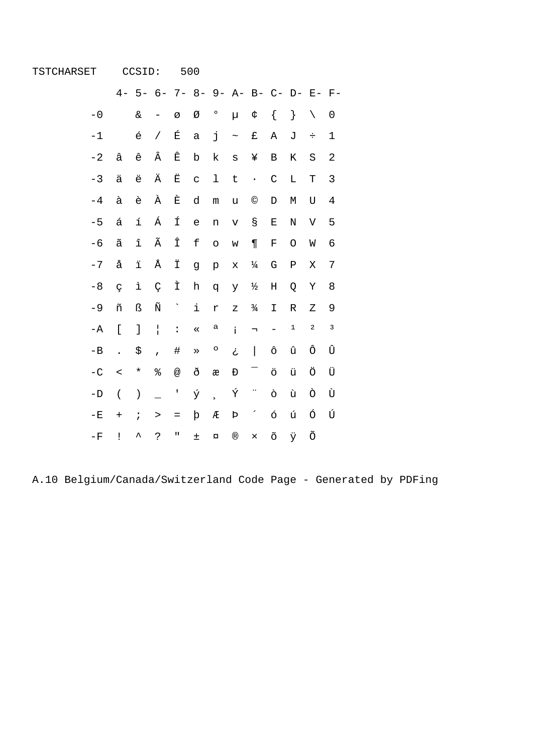TSTCHARSET    CCSID:   500

|  | 4- | 5- | 6- | 7- | 8- | 9- | A- | B- | C- | D- | E- | F- |
|---|---|---|---|---|---|---|---|---|---|---|---|---|
| -0 |  | & | - | ø | Ø | ° | µ | ¢ | { | } | \ | 0 |
| -1 |  | é | / | É | a | j | ~ | £ | A | J | ÷ | 1 |
| -2 | â | ê | Â | Ê | b | k | s | ¥ | B | K | S | 2 |
| -3 | ä | ë | Ä | Ë | c | l | t | · | C | L | T | 3 |
| -4 | à | è | À | È | d | m | u | © | D | M | U | 4 |
| -5 | á | í | Á | Í | e | n | v | § | E | N | V | 5 |
| -6 | ã | î | Ã | Î | f | o | w | ¶ | F | O | W | 6 |
| -7 | å | ï | Å | Ï | g | p | x | ¼ | G | P | X | 7 |
| -8 | ç | ì | Ç | Ì | h | q | y | ½ | H | Q | Y | 8 |
| -9 | ñ | ß | Ñ | ` | i | r | z | ¾ | I | R | Z | 9 |
| -A | [ | ] | ¦ | : | « | ª | ¡ | ¬ | - | ¹ | ² | ³ |
| -B | . | $ | , | # | » | º | ¿ | \| | ô | û | Ô | Û |
| -C | < | * | % | @ | ð | æ | Ð | ¯ | ö | ü | Ö | Ü |
| -D | ( | ) | _ | ' | ý | ¸ | Ý | ¨ | ò | ù | Ò | Ù |
| -E | + | ; | > | = | þ | Æ | Þ | ´ | ó | ú | Ó | Ú |
| -F | ! | ^ | ? | " | ± | ¤ | ® | × | õ | ÿ | Õ |  |

A.10 Belgium/Canada/Switzerland Code Page - Generated by PDFing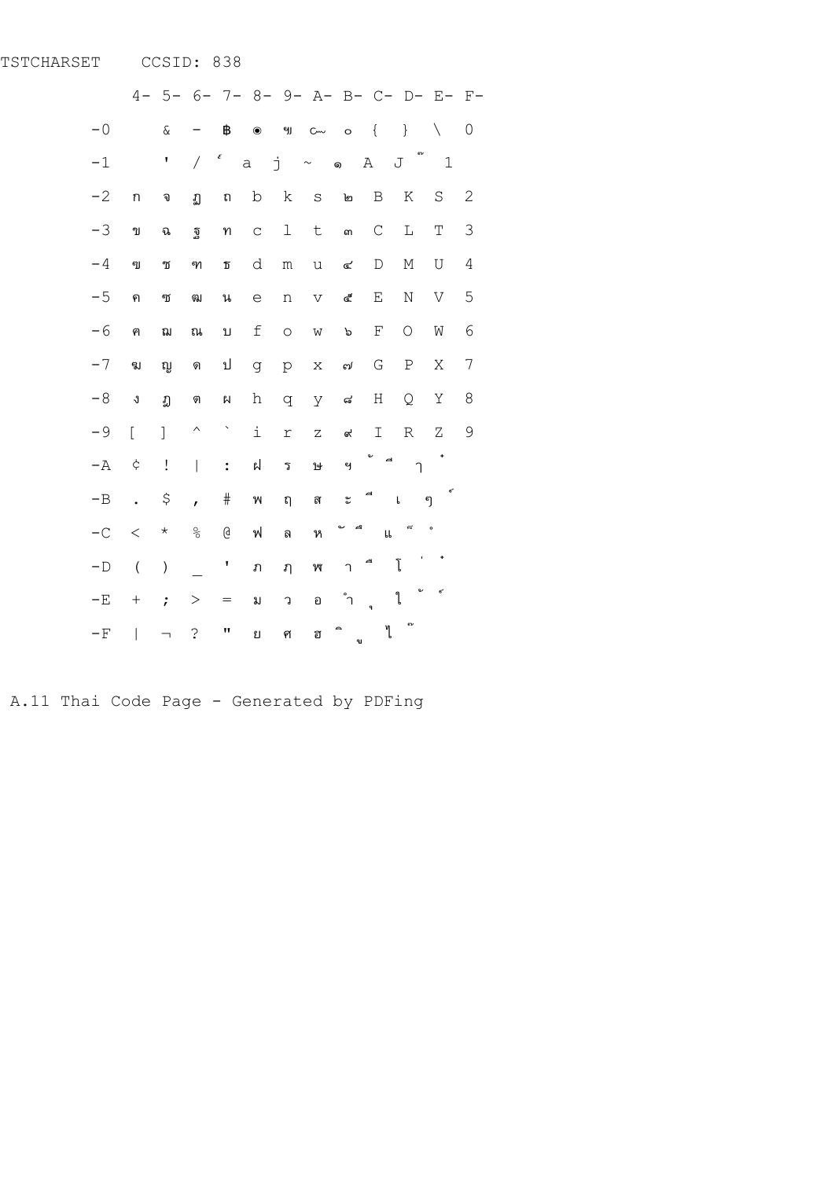TSTCHARSET     CCSID: 838

|  | 4- | 5- | 6- | 7- | 8- | 9- | A- | B- | C- | D- | E- | F- |
|---|---|---|---|---|---|---|---|---|---|---|---|---|
| -0 |  | & | - | ฿ | ๏ | ฯ | ๛ | ๐ | { | } | \ | 0 |
| -1 |  | ' | / | ๎ | a | j | ~ | ๑ | A | J | ์ | 1 |
| -2 | ก | จ | ฏ | ถ | b | k | s | ๒ | B | K | S | 2 |
| -3 | ข | ฉ | ฐ | ท | c | l | t | ๓ | C | L | T | 3 |
| -4 | ฃ | ช | ฑ | ธ | d | m | u | ๔ | D | M | U | 4 |
| -5 | ค | ซ | ฒ | น | e | n | v | ๕ | E | N | V | 5 |
| -6 | ฅ | ฌ | ณ | บ | f | o | w | ๖ | F | O | W | 6 |
| -7 | ฆ | ญ | ด | ป | g | p | x | ๗ | G | P | X | 7 |
| -8 | ง | ฎ | ต | ผ | h | q | y | ๘ | H | Q | Y | 8 |
| -9 | [ | ] | ^ | ` | i | r | z | ๙ | I | R | Z | 9 |
| -A | ¢ | ! | \| | : | ฝ | ร | ษ | ๆ | ั | ี | า | ่ |
| -B | . | $ | , | # | พ | ฤ | ส | ะ | ึ | เ | ๆ | ้ |
| -C | < | * | % | @ | ฟ | ล | ห | ั | ื | แ | ๊ | ํ |
| -D | ( | ) | _ | ' | ภ | ฦ | ฬ | า | ุ | โ | ่ | ๋ |
| -E | + | ; | > | = | ม | ว | อ | ำ | ู | ใ | ั | ์ |
| -F | \| | ¬ | ? | " | ย | ศ | ฮ | ิ | ฺ | ไ | ์ |  |

A.11 Thai Code Page - Generated by PDFing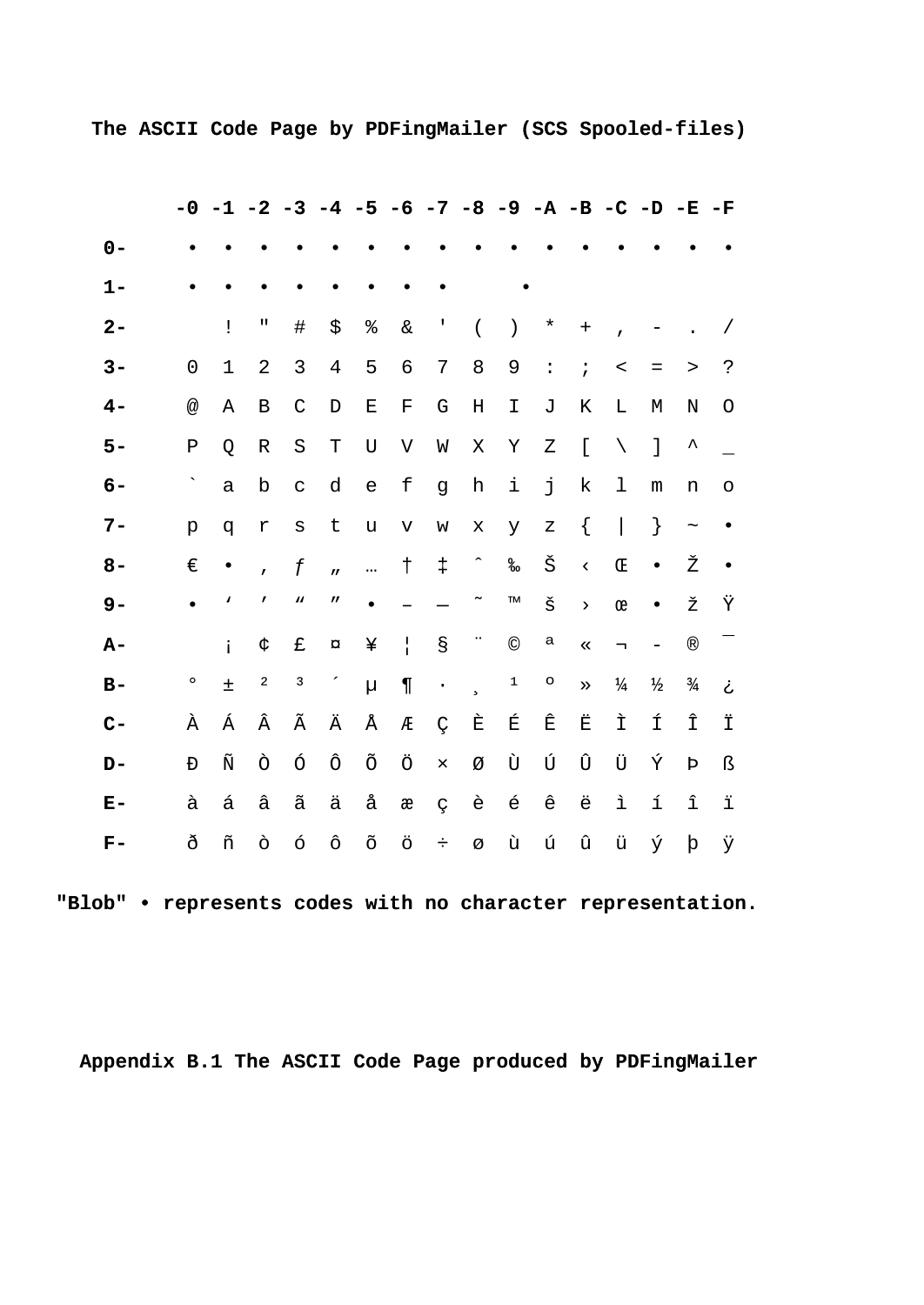**The ASCII Code Page by PDFingMailer (SCS Spooled-files)**

| | -0 | -1 | -2 | -3 | -4 | -5 | -6 | -7 | -8 | -9 | -A | -B | -C | -D | -E | -F |
|---|---|---|---|---|---|---|---|---|---|---|---|---|---|---|---|---|
| **0-** | • | • | • | • | • | • | • | • | • | • | • | • | • | • | • | • |
| **1-** | • | • | • | • | • | • | • | • | | • | | | | | | |
| **2-** | | ! | " | # | $ | % | & | ' | ( | ) | * | + | , | - | . | / |
| **3-** | 0 | 1 | 2 | 3 | 4 | 5 | 6 | 7 | 8 | 9 | : | ; | < | = | > | ? |
| **4-** | @ | A | B | C | D | E | F | G | H | I | J | K | L | M | N | O |
| **5-** | P | Q | R | S | T | U | V | W | X | Y | Z | [ | \ | ] | ^ | _ |
| **6-** | ` | a | b | c | d | e | f | g | h | i | j | k | l | m | n | o |
| **7-** | p | q | r | s | t | u | v | w | x | y | z | { | \| | } | ~ | • |
| **8-** | € | • | ‚ | ƒ | „ | … | † | ‡ | ˆ | ‰ | Š | ‹ | Œ | • | Ž | • |
| **9-** | • | ‘ | ’ | “ | ” | • | – | — | ˜ | ™ | š | › | œ | • | ž | Ÿ |
| **A-** | | ¡ | ¢ | £ | ¤ | ¥ | ¦ | § | ¨ | © | ª | « | ¬ | - | ® | ¯ |
| **B-** | ° | ± | ² | ³ | ´ | µ | ¶ | · | ¸ | ¹ | º | » | ¼ | ½ | ¾ | ¿ |
| **C-** | À | Á | Â | Ã | Ä | Å | Æ | Ç | È | É | Ê | Ë | Ì | Í | Î | Ï |
| **D-** | Ð | Ñ | Ò | Ó | Ô | Õ | Ö | × | Ø | Ù | Ú | Û | Ü | Ý | Þ | ß |
| **E-** | à | á | â | ã | ä | å | æ | ç | è | é | ê | ë | ì | í | î | ï |
| **F-** | ð | ñ | ò | ó | ô | õ | ö | ÷ | ø | ù | ú | û | ü | ý | þ | ÿ |

**"Blob" • represents codes with no character representation.**

**Appendix B.1 The ASCII Code Page produced by PDFingMailer**